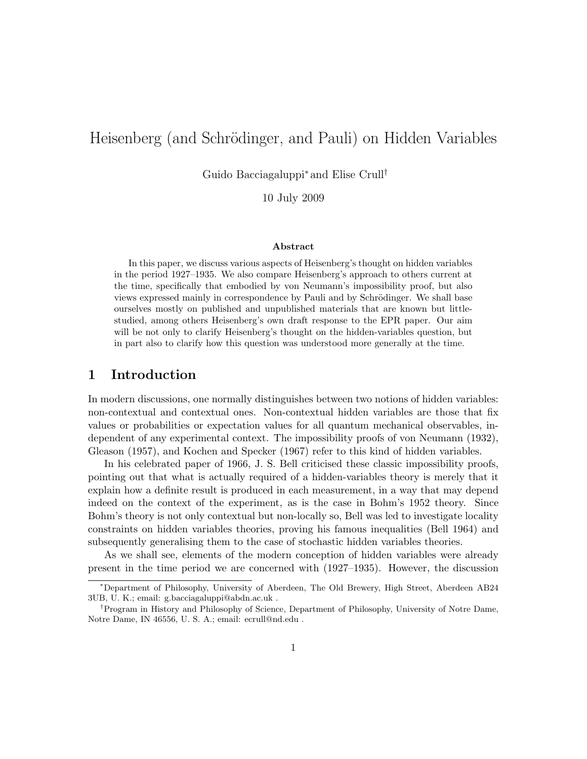# Heisenberg (and Schrödinger, and Pauli) on Hidden Variables

Guido Bacciagaluppi[*] and Elise Crull[†]

10 July 2009

### Abstract

In this paper, we discuss various aspects of Heisenberg's thought on hidden variables in the period 1927–1935. We also compare Heisenberg's approach to others current at the time, specifically that embodied by von Neumann's impossibility proof, but also views expressed mainly in correspondence by Pauli and by Schrödinger. We shall base ourselves mostly on published and unpublished materials that are known but little-studied, among others Heisenberg's own draft response to the EPR paper. Our aim will be not only to clarify Heisenberg's thought on the hidden-variables question, but in part also to clarify how this question was understood more generally at the time.

## 1 Introduction

In modern discussions, one normally distinguishes between two notions of hidden variables: non-contextual and contextual ones. Non-contextual hidden variables are those that fix values or probabilities or expectation values for all quantum mechanical observables, independent of any experimental context. The impossibility proofs of von Neumann (1932), Gleason (1957), and Kochen and Specker (1967) refer to this kind of hidden variables.

In his celebrated paper of 1966, J. S. Bell criticised these classic impossibility proofs, pointing out that what is actually required of a hidden-variables theory is merely that it explain how a definite result is produced in each measurement, in a way that may depend indeed on the context of the experiment, as is the case in Bohm's 1952 theory. Since Bohm's theory is not only contextual but non-locally so, Bell was led to investigate locality constraints on hidden variables theories, proving his famous inequalities (Bell 1964) and subsequently generalising them to the case of stochastic hidden variables theories.

As we shall see, elements of the modern conception of hidden variables were already present in the time period we are concerned with (1927–1935). However, the discussion

[*]Department of Philosophy, University of Aberdeen, The Old Brewery, High Street, Aberdeen AB24 3UB, U. K.; email: g.bacciagaluppi@abdn.ac.uk .

[†]Program in History and Philosophy of Science, Department of Philosophy, University of Notre Dame, Notre Dame, IN 46556, U. S. A.; email: ecrull@nd.edu .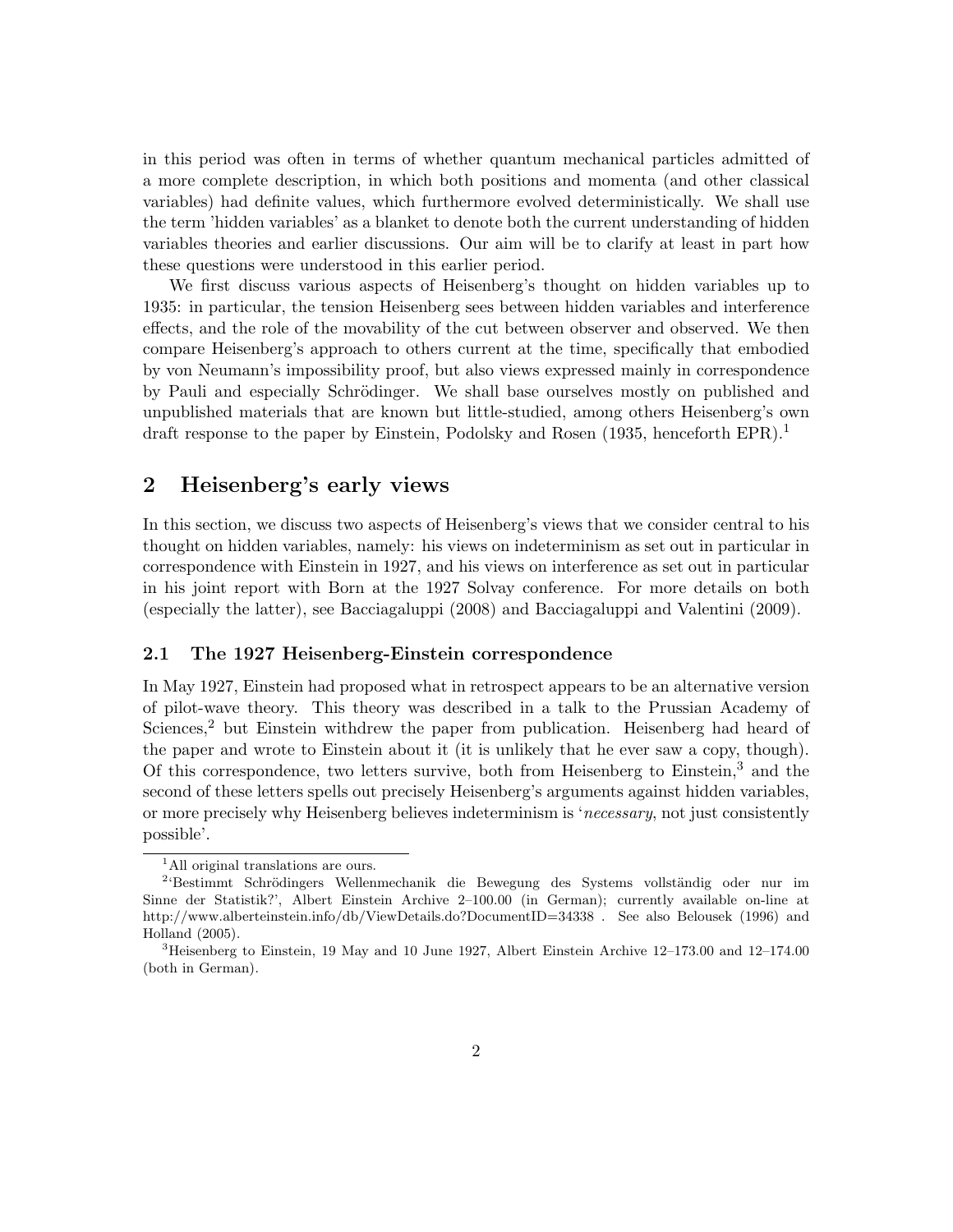in this period was often in terms of whether quantum mechanical particles admitted of a more complete description, in which both positions and momenta (and other classical variables) had definite values, which furthermore evolved deterministically. We shall use the term 'hidden variables' as a blanket to denote both the current understanding of hidden variables theories and earlier discussions. Our aim will be to clarify at least in part how these questions were understood in this earlier period.

We first discuss various aspects of Heisenberg's thought on hidden variables up to 1935: in particular, the tension Heisenberg sees between hidden variables and interference effects, and the role of the movability of the cut between observer and observed. We then compare Heisenberg's approach to others current at the time, specifically that embodied by von Neumann's impossibility proof, but also views expressed mainly in correspondence by Pauli and especially Schrödinger. We shall base ourselves mostly on published and unpublished materials that are known but little-studied, among others Heisenberg's own draft response to the paper by Einstein, Podolsky and Rosen (1935, henceforth EPR).[1]

## 2 Heisenberg's early views

In this section, we discuss two aspects of Heisenberg's views that we consider central to his thought on hidden variables, namely: his views on indeterminism as set out in particular in correspondence with Einstein in 1927, and his views on interference as set out in particular in his joint report with Born at the 1927 Solvay conference. For more details on both (especially the latter), see Bacciagaluppi (2008) and Bacciagaluppi and Valentini (2009).

### 2.1 The 1927 Heisenberg-Einstein correspondence

In May 1927, Einstein had proposed what in retrospect appears to be an alternative version of pilot-wave theory. This theory was described in a talk to the Prussian Academy of Sciences,[2] but Einstein withdrew the paper from publication. Heisenberg had heard of the paper and wrote to Einstein about it (it is unlikely that he ever saw a copy, though). Of this correspondence, two letters survive, both from Heisenberg to Einstein,[3] and the second of these letters spells out precisely Heisenberg's arguments against hidden variables, or more precisely why Heisenberg believes indeterminism is '*necessary*, not just consistently possible'.

---

[1] All original translations are ours.

[2] 'Bestimmt Schrödingers Wellenmechanik die Bewegung des Systems vollständig oder nur im Sinne der Statistik?', Albert Einstein Archive 2–100.00 (in German); currently available on-line at http://www.alberteinstein.info/db/ViewDetails.do?DocumentID=34338 . See also Belousek (1996) and Holland (2005).

[3] Heisenberg to Einstein, 19 May and 10 June 1927, Albert Einstein Archive 12–173.00 and 12–174.00 (both in German).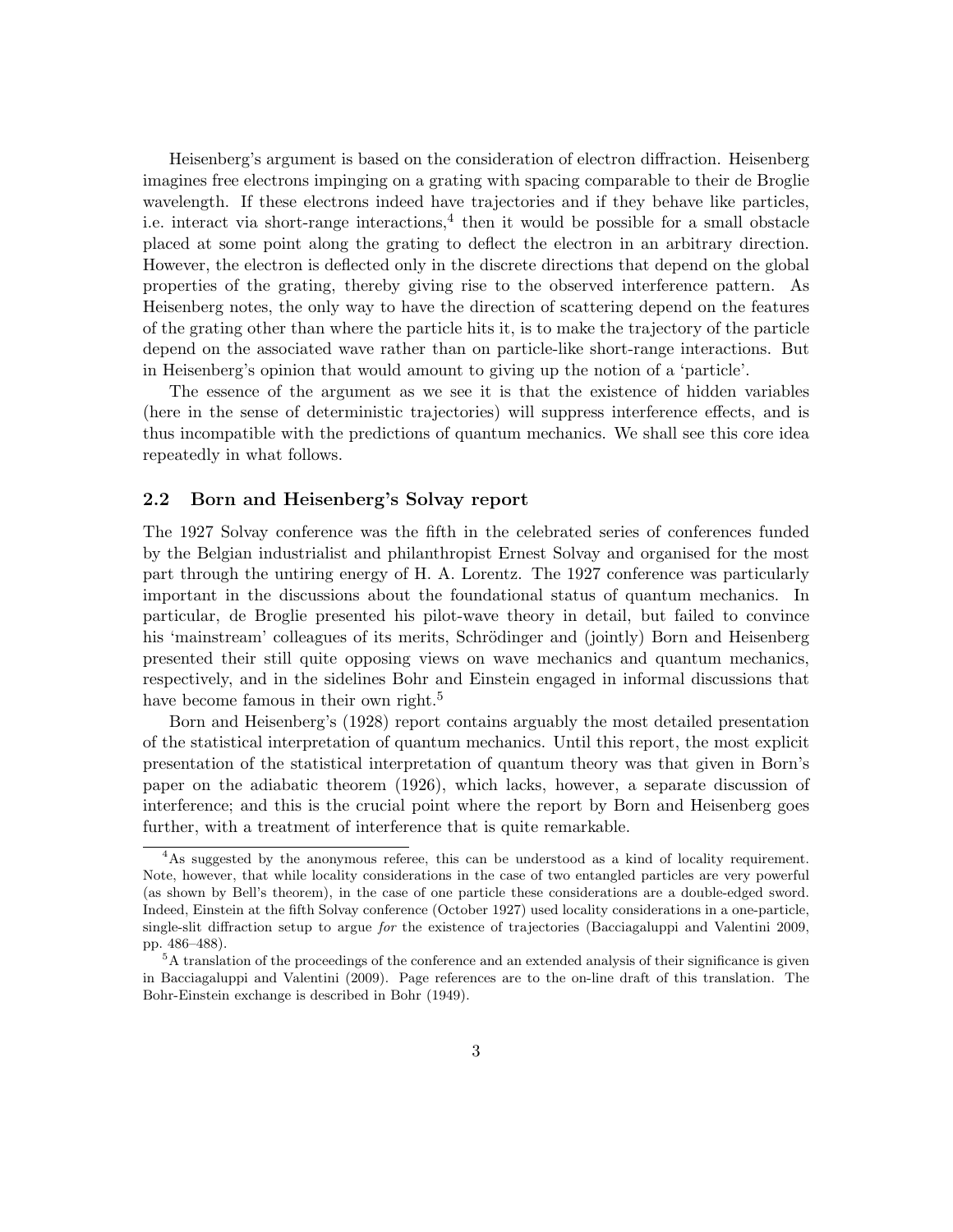Heisenberg's argument is based on the consideration of electron diffraction. Heisenberg imagines free electrons impinging on a grating with spacing comparable to their de Broglie wavelength. If these electrons indeed have trajectories and if they behave like particles, i.e. interact via short-range interactions,[4] then it would be possible for a small obstacle placed at some point along the grating to deflect the electron in an arbitrary direction. However, the electron is deflected only in the discrete directions that depend on the global properties of the grating, thereby giving rise to the observed interference pattern. As Heisenberg notes, the only way to have the direction of scattering depend on the features of the grating other than where the particle hits it, is to make the trajectory of the particle depend on the associated wave rather than on particle-like short-range interactions. But in Heisenberg's opinion that would amount to giving up the notion of a 'particle'.

The essence of the argument as we see it is that the existence of hidden variables (here in the sense of deterministic trajectories) will suppress interference effects, and is thus incompatible with the predictions of quantum mechanics. We shall see this core idea repeatedly in what follows.

### 2.2 Born and Heisenberg's Solvay report

The 1927 Solvay conference was the fifth in the celebrated series of conferences funded by the Belgian industrialist and philanthropist Ernest Solvay and organised for the most part through the untiring energy of H. A. Lorentz. The 1927 conference was particularly important in the discussions about the foundational status of quantum mechanics. In particular, de Broglie presented his pilot-wave theory in detail, but failed to convince his 'mainstream' colleagues of its merits, Schrödinger and (jointly) Born and Heisenberg presented their still quite opposing views on wave mechanics and quantum mechanics, respectively, and in the sidelines Bohr and Einstein engaged in informal discussions that have become famous in their own right.[5]

Born and Heisenberg's (1928) report contains arguably the most detailed presentation of the statistical interpretation of quantum mechanics. Until this report, the most explicit presentation of the statistical interpretation of quantum theory was that given in Born's paper on the adiabatic theorem (1926), which lacks, however, a separate discussion of interference; and this is the crucial point where the report by Born and Heisenberg goes further, with a treatment of interference that is quite remarkable.

---

[4] As suggested by the anonymous referee, this can be understood as a kind of locality requirement. Note, however, that while locality considerations in the case of two entangled particles are very powerful (as shown by Bell's theorem), in the case of one particle these considerations are a double-edged sword. Indeed, Einstein at the fifth Solvay conference (October 1927) used locality considerations in a one-particle, single-slit diffraction setup to argue *for* the existence of trajectories (Bacciagaluppi and Valentini 2009, pp. 486–488).

[5] A translation of the proceedings of the conference and an extended analysis of their significance is given in Bacciagaluppi and Valentini (2009). Page references are to the on-line draft of this translation. The Bohr-Einstein exchange is described in Bohr (1949).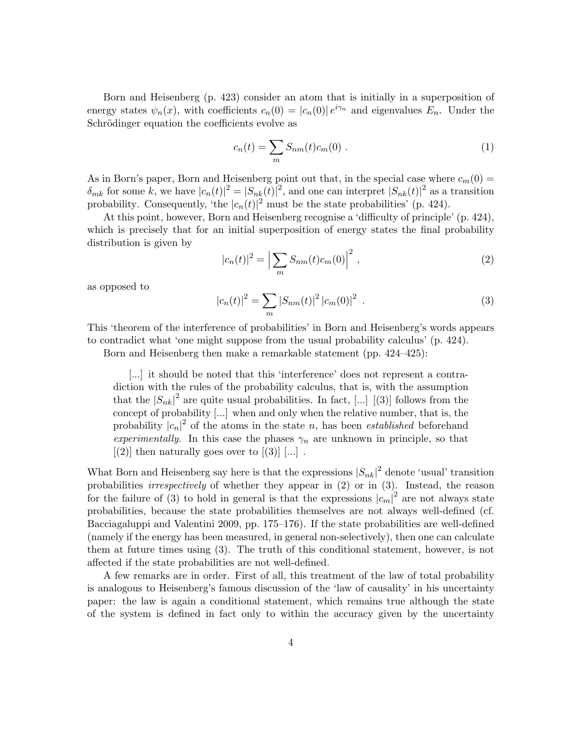Born and Heisenberg (p. 423) consider an atom that is initially in a superposition of energy states $\psi_n(x)$, with coefficients $c_n(0) = |c_n(0)|\, e^{i\gamma_n}$ and eigenvalues $E_n$. Under the Schrödinger equation the coefficients evolve as

$$c_n(t) = \sum_m S_{nm}(t) c_m(0) \ . \tag{1}$$

As in Born's paper, Born and Heisenberg point out that, in the special case where $c_m(0) = \delta_{mk}$ for some $k$, we have $|c_n(t)|^2 = |S_{nk}(t)|^2$, and one can interpret $|S_{nk}(t)|^2$ as a transition probability. Consequently, 'the $|c_n(t)|^2$ must be the state probabilities' (p. 424).

At this point, however, Born and Heisenberg recognise a 'difficulty of principle' (p. 424), which is precisely that for an initial superposition of energy states the final probability distribution is given by

$$|c_n(t)|^2 = \Big| \sum_m S_{nm}(t) c_m(0) \Big|^2 \ , \tag{2}$$

as opposed to

$$|c_n(t)|^2 = \sum_m |S_{nm}(t)|^2 \, |c_m(0)|^2 \ . \tag{3}$$

This 'theorem of the interference of probabilities' in Born and Heisenberg's words appears to contradict what 'one might suppose from the usual probability calculus' (p. 424).

Born and Heisenberg then make a remarkable statement (pp. 424–425):

> [...] it should be noted that this 'interference' does not represent a contradiction with the rules of the probability calculus, that is, with the assumption that the $|S_{nk}|^2$ are quite usual probabilities. In fact, [...] [(3)] follows from the concept of probability [...] when and only when the relative number, that is, the probability $|c_n|^2$ of the atoms in the state $n$, has been *established* beforehand *experimentally*. In this case the phases $\gamma_n$ are unknown in principle, so that [(2)] then naturally goes over to [(3)] [...] .

What Born and Heisenberg say here is that the expressions $|S_{nk}|^2$ denote 'usual' transition probabilities *irrespectively* of whether they appear in (2) or in (3). Instead, the reason for the failure of (3) to hold in general is that the expressions $|c_m|^2$ are not always state probabilities, because the state probabilities themselves are not always well-defined (cf. Bacciagaluppi and Valentini 2009, pp. 175–176). If the state probabilities are well-defined (namely if the energy has been measured, in general non-selectively), then one can calculate them at future times using (3). The truth of this conditional statement, however, is not affected if the state probabilities are not well-defined.

A few remarks are in order. First of all, this treatment of the law of total probability is analogous to Heisenberg's famous discussion of the 'law of causality' in his uncertainty paper: the law is again a conditional statement, which remains true although the state of the system is defined in fact only to within the accuracy given by the uncertainty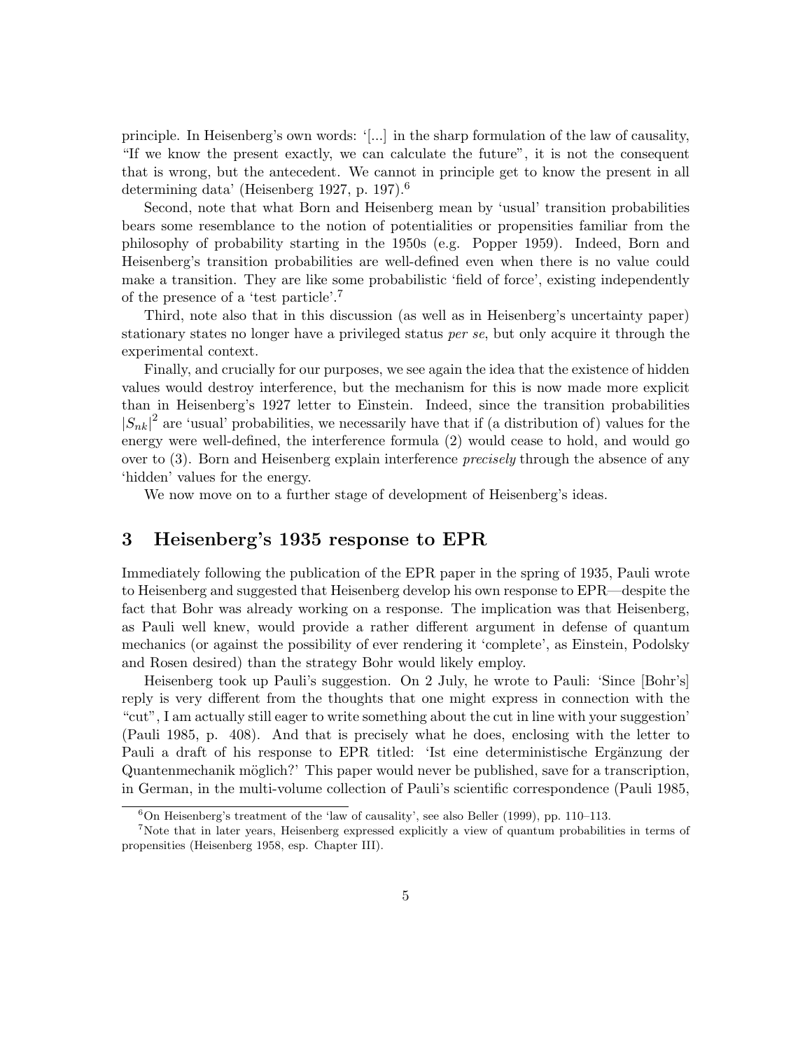principle. In Heisenberg's own words: '[...] in the sharp formulation of the law of causality, "If we know the present exactly, we can calculate the future", it is not the consequent that is wrong, but the antecedent. We cannot in principle get to know the present in all determining data' (Heisenberg 1927, p. 197).[6]

Second, note that what Born and Heisenberg mean by 'usual' transition probabilities bears some resemblance to the notion of potentialities or propensities familiar from the philosophy of probability starting in the 1950s (e.g. Popper 1959). Indeed, Born and Heisenberg's transition probabilities are well-defined even when there is no value could make a transition. They are like some probabilistic 'field of force', existing independently of the presence of a 'test particle'.[7]

Third, note also that in this discussion (as well as in Heisenberg's uncertainty paper) stationary states no longer have a privileged status *per se*, but only acquire it through the experimental context.

Finally, and crucially for our purposes, we see again the idea that the existence of hidden values would destroy interference, but the mechanism for this is now made more explicit than in Heisenberg's 1927 letter to Einstein. Indeed, since the transition probabilities $|S_{nk}|^2$ are 'usual' probabilities, we necessarily have that if (a distribution of) values for the energy were well-defined, the interference formula (2) would cease to hold, and would go over to (3). Born and Heisenberg explain interference *precisely* through the absence of any 'hidden' values for the energy.

We now move on to a further stage of development of Heisenberg's ideas.

## 3 Heisenberg's 1935 response to EPR

Immediately following the publication of the EPR paper in the spring of 1935, Pauli wrote to Heisenberg and suggested that Heisenberg develop his own response to EPR—despite the fact that Bohr was already working on a response. The implication was that Heisenberg, as Pauli well knew, would provide a rather different argument in defense of quantum mechanics (or against the possibility of ever rendering it 'complete', as Einstein, Podolsky and Rosen desired) than the strategy Bohr would likely employ.

Heisenberg took up Pauli's suggestion. On 2 July, he wrote to Pauli: 'Since [Bohr's] reply is very different from the thoughts that one might express in connection with the "cut", I am actually still eager to write something about the cut in line with your suggestion' (Pauli 1985, p. 408). And that is precisely what he does, enclosing with the letter to Pauli a draft of his response to EPR titled: 'Ist eine deterministische Ergänzung der Quantenmechanik möglich?' This paper would never be published, save for a transcription, in German, in the multi-volume collection of Pauli's scientific correspondence (Pauli 1985,

[6] On Heisenberg's treatment of the 'law of causality', see also Beller (1999), pp. 110–113.

[7] Note that in later years, Heisenberg expressed explicitly a view of quantum probabilities in terms of propensities (Heisenberg 1958, esp. Chapter III).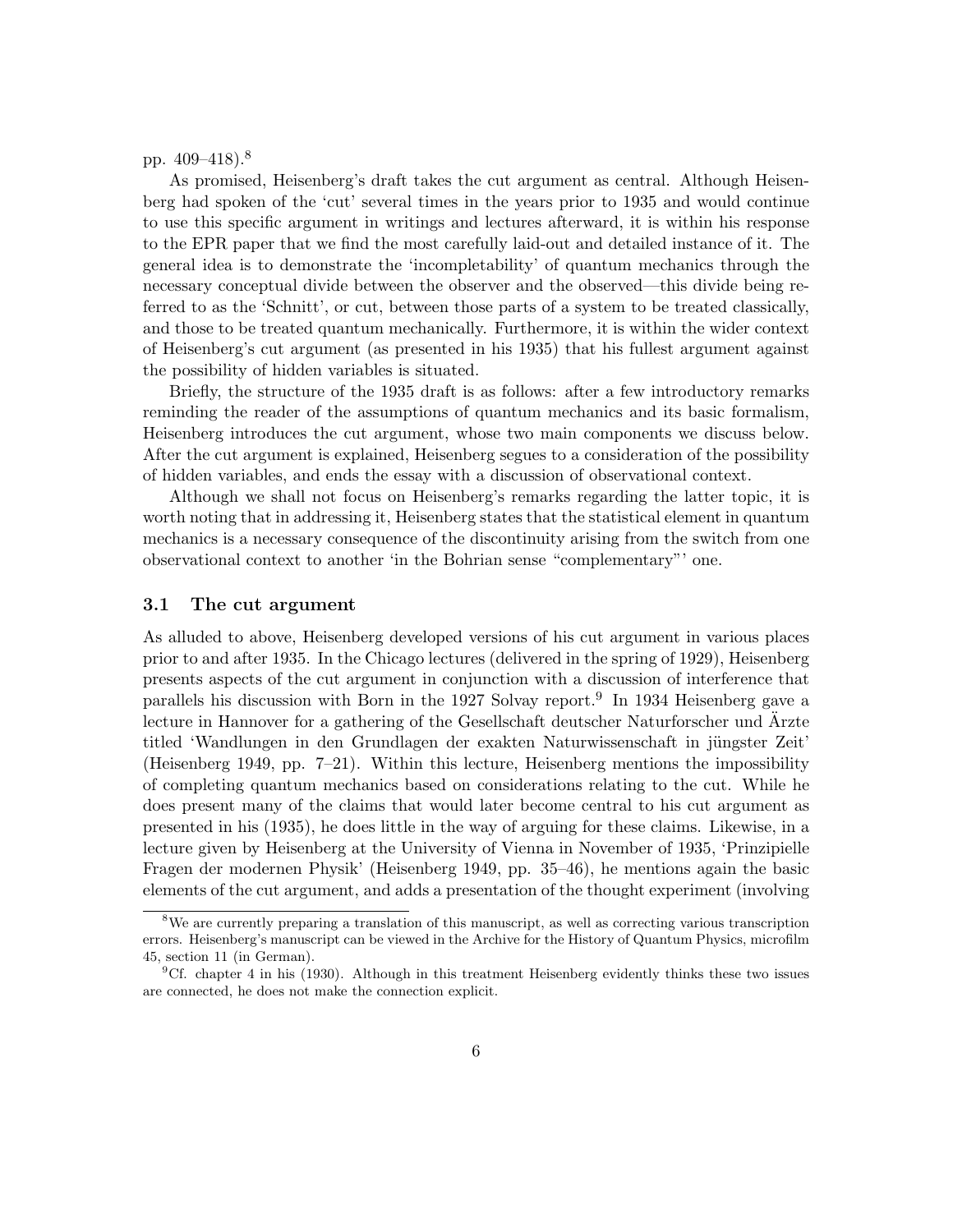pp. 409–418).[8]

As promised, Heisenberg's draft takes the cut argument as central. Although Heisenberg had spoken of the 'cut' several times in the years prior to 1935 and would continue to use this specific argument in writings and lectures afterward, it is within his response to the EPR paper that we find the most carefully laid-out and detailed instance of it. The general idea is to demonstrate the 'incompletability' of quantum mechanics through the necessary conceptual divide between the observer and the observed—this divide being referred to as the 'Schnitt', or cut, between those parts of a system to be treated classically, and those to be treated quantum mechanically. Furthermore, it is within the wider context of Heisenberg's cut argument (as presented in his 1935) that his fullest argument against the possibility of hidden variables is situated.

Briefly, the structure of the 1935 draft is as follows: after a few introductory remarks reminding the reader of the assumptions of quantum mechanics and its basic formalism, Heisenberg introduces the cut argument, whose two main components we discuss below. After the cut argument is explained, Heisenberg segues to a consideration of the possibility of hidden variables, and ends the essay with a discussion of observational context.

Although we shall not focus on Heisenberg's remarks regarding the latter topic, it is worth noting that in addressing it, Heisenberg states that the statistical element in quantum mechanics is a necessary consequence of the discontinuity arising from the switch from one observational context to another 'in the Bohrian sense "complementary"' one.

### 3.1 The cut argument

As alluded to above, Heisenberg developed versions of his cut argument in various places prior to and after 1935. In the Chicago lectures (delivered in the spring of 1929), Heisenberg presents aspects of the cut argument in conjunction with a discussion of interference that parallels his discussion with Born in the 1927 Solvay report.[9] In 1934 Heisenberg gave a lecture in Hannover for a gathering of the Gesellschaft deutscher Naturforscher und Ärzte titled 'Wandlungen in den Grundlagen der exakten Naturwissenschaft in jüngster Zeit' (Heisenberg 1949, pp. 7–21). Within this lecture, Heisenberg mentions the impossibility of completing quantum mechanics based on considerations relating to the cut. While he does present many of the claims that would later become central to his cut argument as presented in his (1935), he does little in the way of arguing for these claims. Likewise, in a lecture given by Heisenberg at the University of Vienna in November of 1935, 'Prinzipielle Fragen der modernen Physik' (Heisenberg 1949, pp. 35–46), he mentions again the basic elements of the cut argument, and adds a presentation of the thought experiment (involving

[8] We are currently preparing a translation of this manuscript, as well as correcting various transcription errors. Heisenberg's manuscript can be viewed in the Archive for the History of Quantum Physics, microfilm 45, section 11 (in German).

[9] Cf. chapter 4 in his (1930). Although in this treatment Heisenberg evidently thinks these two issues are connected, he does not make the connection explicit.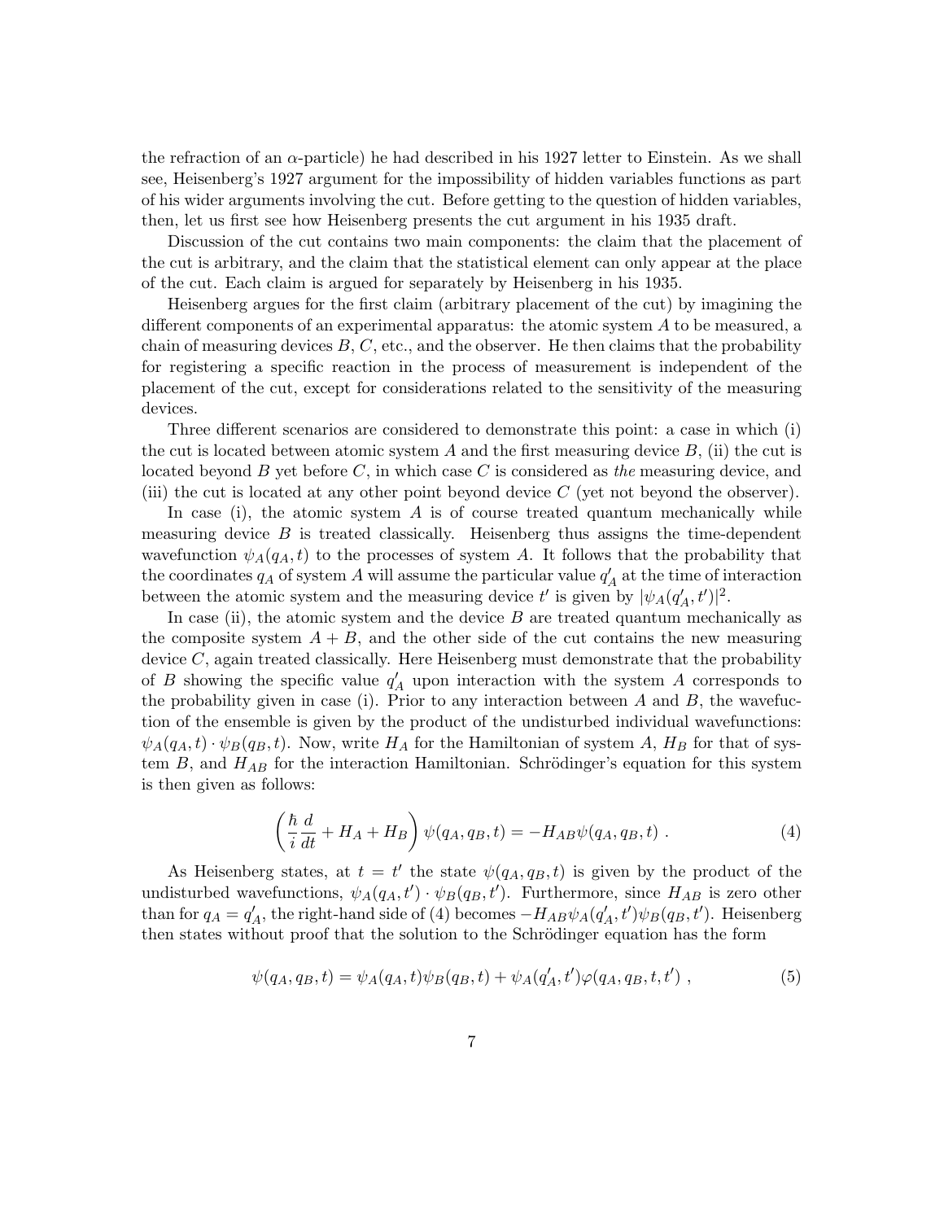the refraction of an $\alpha$-particle) he had described in his 1927 letter to Einstein. As we shall see, Heisenberg's 1927 argument for the impossibility of hidden variables functions as part of his wider arguments involving the cut. Before getting to the question of hidden variables, then, let us first see how Heisenberg presents the cut argument in his 1935 draft.

Discussion of the cut contains two main components: the claim that the placement of the cut is arbitrary, and the claim that the statistical element can only appear at the place of the cut. Each claim is argued for separately by Heisenberg in his 1935.

Heisenberg argues for the first claim (arbitrary placement of the cut) by imagining the different components of an experimental apparatus: the atomic system $A$ to be measured, a chain of measuring devices $B$, $C$, etc., and the observer. He then claims that the probability for registering a specific reaction in the process of measurement is independent of the placement of the cut, except for considerations related to the sensitivity of the measuring devices.

Three different scenarios are considered to demonstrate this point: a case in which (i) the cut is located between atomic system $A$ and the first measuring device $B$, (ii) the cut is located beyond $B$ yet before $C$, in which case $C$ is considered as *the* measuring device, and (iii) the cut is located at any other point beyond device $C$ (yet not beyond the observer).

In case (i), the atomic system $A$ is of course treated quantum mechanically while measuring device $B$ is treated classically. Heisenberg thus assigns the time-dependent wavefunction $\psi_A(q_A, t)$ to the processes of system $A$. It follows that the probability that the coordinates $q_A$ of system $A$ will assume the particular value $q'_A$ at the time of interaction between the atomic system and the measuring device $t'$ is given by $|\psi_A(q'_A, t')|^2$.

In case (ii), the atomic system and the device $B$ are treated quantum mechanically as the composite system $A + B$, and the other side of the cut contains the new measuring device $C$, again treated classically. Here Heisenberg must demonstrate that the probability of $B$ showing the specific value $q'_A$ upon interaction with the system $A$ corresponds to the probability given in case (i). Prior to any interaction between $A$ and $B$, the wavefuction of the ensemble is given by the product of the undisturbed individual wavefunctions: $\psi_A(q_A, t) \cdot \psi_B(q_B, t)$. Now, write $H_A$ for the Hamiltonian of system $A$, $H_B$ for that of system $B$, and $H_{AB}$ for the interaction Hamiltonian. Schrödinger's equation for this system is then given as follows:

$$\left( \frac{\hbar}{i} \frac{d}{dt} + H_A + H_B \right) \psi(q_A, q_B, t) = -H_{AB} \psi(q_A, q_B, t) \ . \tag{4}$$

As Heisenberg states, at $t = t'$ the state $\psi(q_A, q_B, t)$ is given by the product of the undisturbed wavefunctions, $\psi_A(q_A, t') \cdot \psi_B(q_B, t')$. Furthermore, since $H_{AB}$ is zero other than for $q_A = q'_A$, the right-hand side of (4) becomes $-H_{AB}\psi_A(q'_A, t')\psi_B(q_B, t')$. Heisenberg then states without proof that the solution to the Schrödinger equation has the form

$$\psi(q_A, q_B, t) = \psi_A(q_A, t)\psi_B(q_B, t) + \psi_A(q'_A, t')\varphi(q_A, q_B, t, t') \ , \tag{5}$$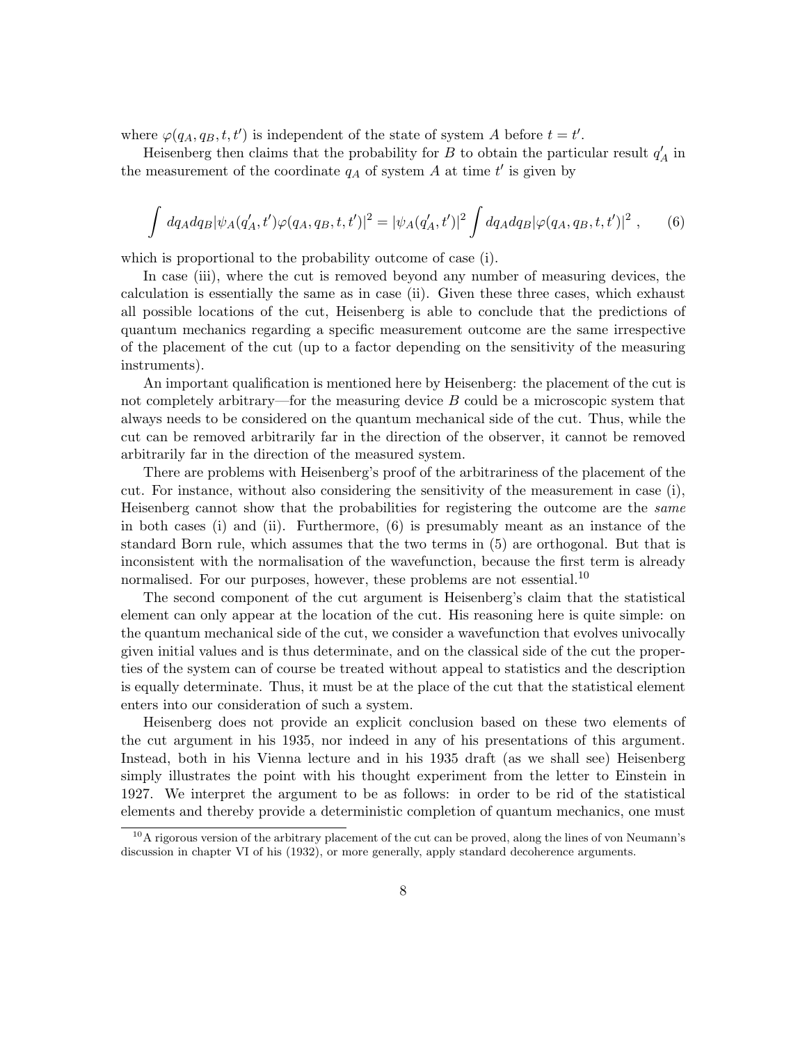where $\varphi(q_A, q_B, t, t')$ is independent of the state of system $A$ before $t = t'$.

Heisenberg then claims that the probability for $B$ to obtain the particular result $q'_A$ in the measurement of the coordinate $q_A$ of system $A$ at time $t'$ is given by

$$\int dq_A dq_B |\psi_A(q'_A, t')\varphi(q_A, q_B, t, t')|^2 = |\psi_A(q'_A, t')|^2 \int dq_A dq_B |\varphi(q_A, q_B, t, t')|^2 \ , \qquad (6)$$

which is proportional to the probability outcome of case (i).

In case (iii), where the cut is removed beyond any number of measuring devices, the calculation is essentially the same as in case (ii). Given these three cases, which exhaust all possible locations of the cut, Heisenberg is able to conclude that the predictions of quantum mechanics regarding a specific measurement outcome are the same irrespective of the placement of the cut (up to a factor depending on the sensitivity of the measuring instruments).

An important qualification is mentioned here by Heisenberg: the placement of the cut is not completely arbitrary—for the measuring device $B$ could be a microscopic system that always needs to be considered on the quantum mechanical side of the cut. Thus, while the cut can be removed arbitrarily far in the direction of the observer, it cannot be removed arbitrarily far in the direction of the measured system.

There are problems with Heisenberg's proof of the arbitrariness of the placement of the cut. For instance, without also considering the sensitivity of the measurement in case (i), Heisenberg cannot show that the probabilities for registering the outcome are the *same* in both cases (i) and (ii). Furthermore, (6) is presumably meant as an instance of the standard Born rule, which assumes that the two terms in (5) are orthogonal. But that is inconsistent with the normalisation of the wavefunction, because the first term is already normalised. For our purposes, however, these problems are not essential.[10]

The second component of the cut argument is Heisenberg's claim that the statistical element can only appear at the location of the cut. His reasoning here is quite simple: on the quantum mechanical side of the cut, we consider a wavefunction that evolves univocally given initial values and is thus determinate, and on the classical side of the cut the properties of the system can of course be treated without appeal to statistics and the description is equally determinate. Thus, it must be at the place of the cut that the statistical element enters into our consideration of such a system.

Heisenberg does not provide an explicit conclusion based on these two elements of the cut argument in his 1935, nor indeed in any of his presentations of this argument. Instead, both in his Vienna lecture and in his 1935 draft (as we shall see) Heisenberg simply illustrates the point with his thought experiment from the letter to Einstein in 1927. We interpret the argument to be as follows: in order to be rid of the statistical elements and thereby provide a deterministic completion of quantum mechanics, one must

[10] A rigorous version of the arbitrary placement of the cut can be proved, along the lines of von Neumann's discussion in chapter VI of his (1932), or more generally, apply standard decoherence arguments.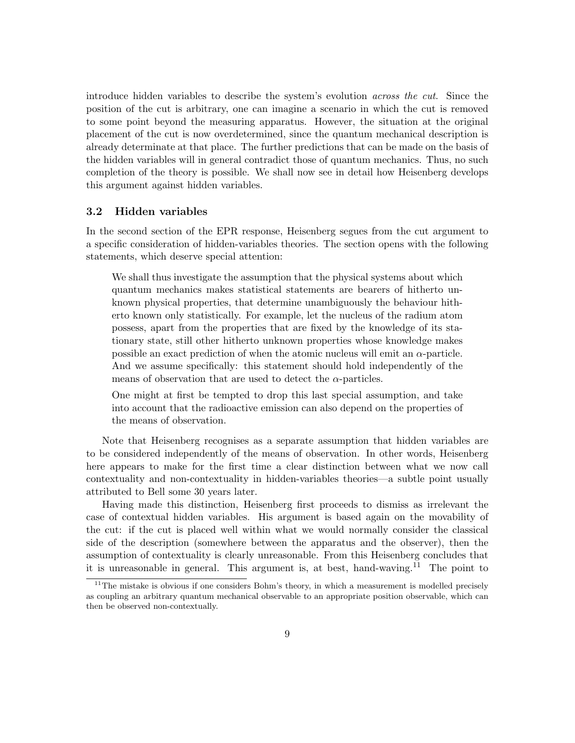introduce hidden variables to describe the system's evolution *across the cut*. Since the position of the cut is arbitrary, one can imagine a scenario in which the cut is removed to some point beyond the measuring apparatus. However, the situation at the original placement of the cut is now overdetermined, since the quantum mechanical description is already determinate at that place. The further predictions that can be made on the basis of the hidden variables will in general contradict those of quantum mechanics. Thus, no such completion of the theory is possible. We shall now see in detail how Heisenberg develops this argument against hidden variables.

### 3.2 Hidden variables

In the second section of the EPR response, Heisenberg segues from the cut argument to a specific consideration of hidden-variables theories. The section opens with the following statements, which deserve special attention:

> We shall thus investigate the assumption that the physical systems about which quantum mechanics makes statistical statements are bearers of hitherto unknown physical properties, that determine unambiguously the behaviour hitherto known only statistically. For example, let the nucleus of the radium atom possess, apart from the properties that are fixed by the knowledge of its stationary state, still other hitherto unknown properties whose knowledge makes possible an exact prediction of when the atomic nucleus will emit an $\alpha$-particle. And we assume specifically: this statement should hold independently of the means of observation that are used to detect the $\alpha$-particles.
>
> One might at first be tempted to drop this last special assumption, and take into account that the radioactive emission can also depend on the properties of the means of observation.

Note that Heisenberg recognises as a separate assumption that hidden variables are to be considered independently of the means of observation. In other words, Heisenberg here appears to make for the first time a clear distinction between what we now call contextuality and non-contextuality in hidden-variables theories—a subtle point usually attributed to Bell some 30 years later.

Having made this distinction, Heisenberg first proceeds to dismiss as irrelevant the case of contextual hidden variables. His argument is based again on the movability of the cut: if the cut is placed well within what we would normally consider the classical side of the description (somewhere between the apparatus and the observer), then the assumption of contextuality is clearly unreasonable. From this Heisenberg concludes that it is unreasonable in general. This argument is, at best, hand-waving.[11] The point to

[11] The mistake is obvious if one considers Bohm's theory, in which a measurement is modelled precisely as coupling an arbitrary quantum mechanical observable to an appropriate position observable, which can then be observed non-contextually.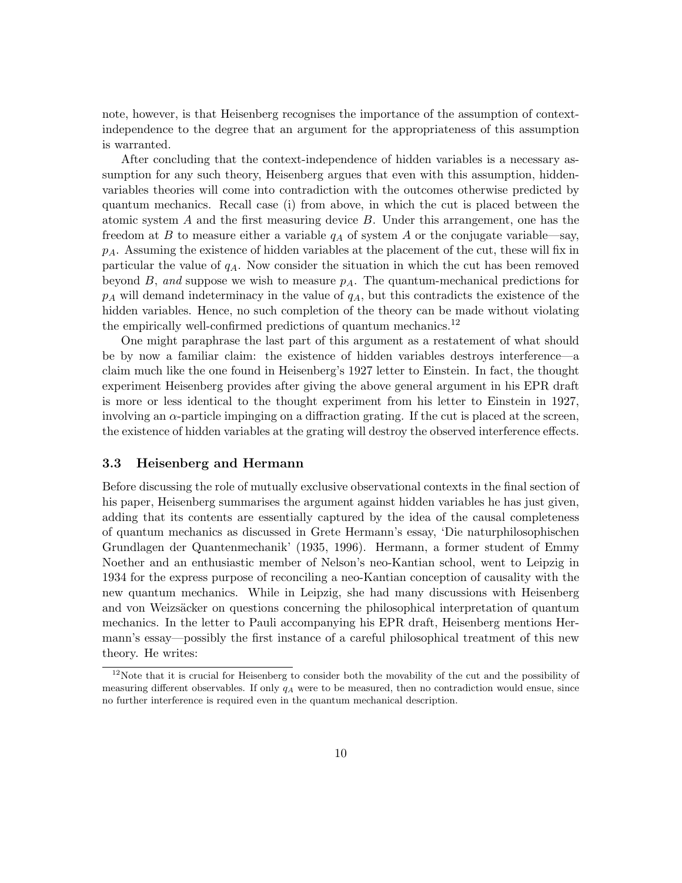note, however, is that Heisenberg recognises the importance of the assumption of context-independence to the degree that an argument for the appropriateness of this assumption is warranted.

After concluding that the context-independence of hidden variables is a necessary assumption for any such theory, Heisenberg argues that even with this assumption, hidden-variables theories will come into contradiction with the outcomes otherwise predicted by quantum mechanics. Recall case (i) from above, in which the cut is placed between the atomic system $A$ and the first measuring device $B$. Under this arrangement, one has the freedom at $B$ to measure either a variable $q_A$ of system $A$ or the conjugate variable—say, $p_A$. Assuming the existence of hidden variables at the placement of the cut, these will fix in particular the value of $q_A$. Now consider the situation in which the cut has been removed beyond $B$, *and* suppose we wish to measure $p_A$. The quantum-mechanical predictions for $p_A$ will demand indeterminacy in the value of $q_A$, but this contradicts the existence of the hidden variables. Hence, no such completion of the theory can be made without violating the empirically well-confirmed predictions of quantum mechanics.[12]

One might paraphrase the last part of this argument as a restatement of what should be by now a familiar claim: the existence of hidden variables destroys interference—a claim much like the one found in Heisenberg's 1927 letter to Einstein. In fact, the thought experiment Heisenberg provides after giving the above general argument in his EPR draft is more or less identical to the thought experiment from his letter to Einstein in 1927, involving an $\alpha$-particle impinging on a diffraction grating. If the cut is placed at the screen, the existence of hidden variables at the grating will destroy the observed interference effects.

### 3.3 Heisenberg and Hermann

Before discussing the role of mutually exclusive observational contexts in the final section of his paper, Heisenberg summarises the argument against hidden variables he has just given, adding that its contents are essentially captured by the idea of the causal completeness of quantum mechanics as discussed in Grete Hermann's essay, 'Die naturphilosophischen Grundlagen der Quantenmechanik' (1935, 1996). Hermann, a former student of Emmy Noether and an enthusiastic member of Nelson's neo-Kantian school, went to Leipzig in 1934 for the express purpose of reconciling a neo-Kantian conception of causality with the new quantum mechanics. While in Leipzig, she had many discussions with Heisenberg and von Weizsäcker on questions concerning the philosophical interpretation of quantum mechanics. In the letter to Pauli accompanying his EPR draft, Heisenberg mentions Hermann's essay—possibly the first instance of a careful philosophical treatment of this new theory. He writes:

[12] Note that it is crucial for Heisenberg to consider both the movability of the cut and the possibility of measuring different observables. If only $q_A$ were to be measured, then no contradiction would ensue, since no further interference is required even in the quantum mechanical description.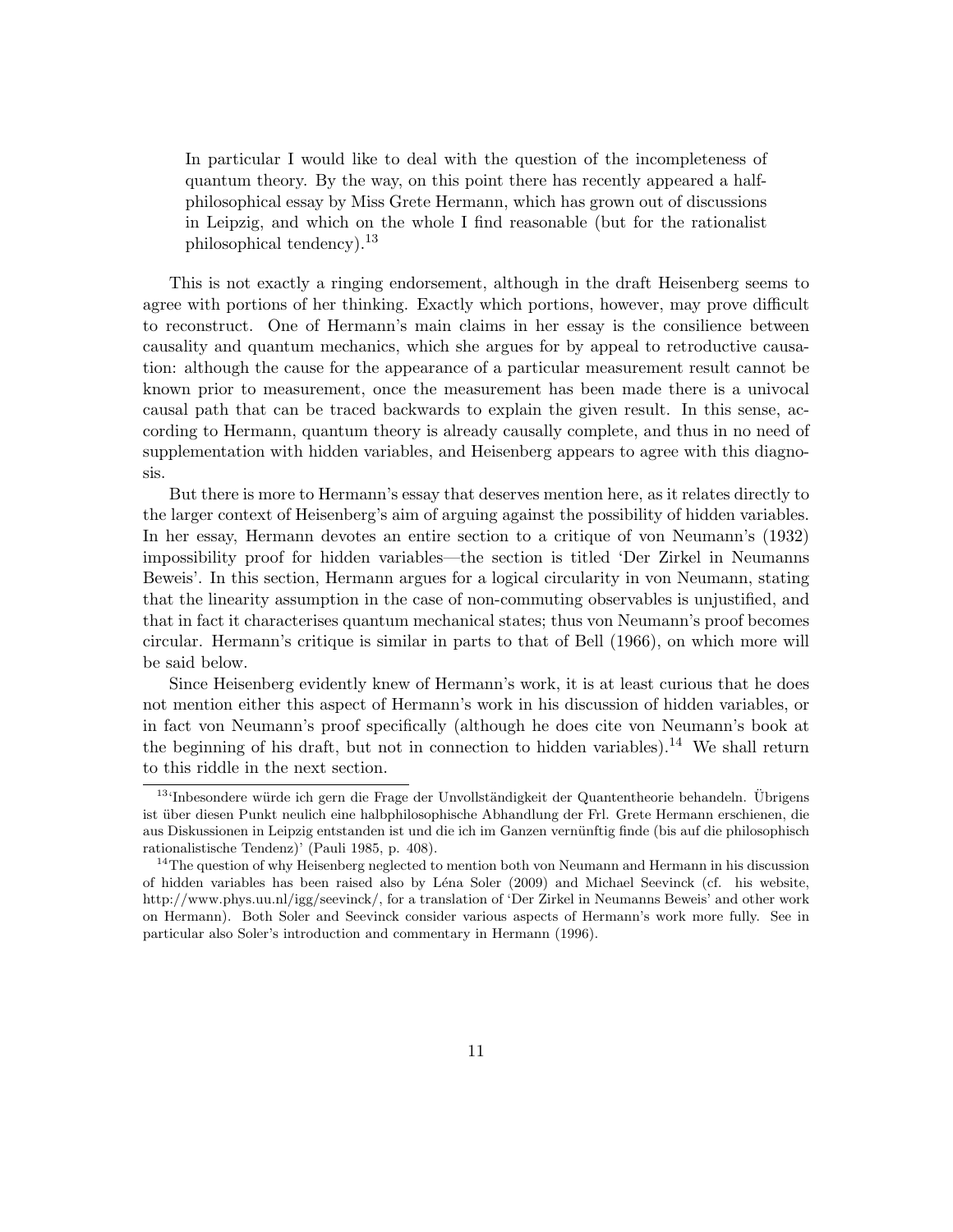> In particular I would like to deal with the question of the incompleteness of quantum theory. By the way, on this point there has recently appeared a half-philosophical essay by Miss Grete Hermann, which has grown out of discussions in Leipzig, and which on the whole I find reasonable (but for the rationalist philosophical tendency).[13]

This is not exactly a ringing endorsement, although in the draft Heisenberg seems to agree with portions of her thinking. Exactly which portions, however, may prove difficult to reconstruct. One of Hermann's main claims in her essay is the consilience between causality and quantum mechanics, which she argues for by appeal to retroductive causation: although the cause for the appearance of a particular measurement result cannot be known prior to measurement, once the measurement has been made there is a univocal causal path that can be traced backwards to explain the given result. In this sense, according to Hermann, quantum theory is already causally complete, and thus in no need of supplementation with hidden variables, and Heisenberg appears to agree with this diagnosis.

But there is more to Hermann's essay that deserves mention here, as it relates directly to the larger context of Heisenberg's aim of arguing against the possibility of hidden variables. In her essay, Hermann devotes an entire section to a critique of von Neumann's (1932) impossibility proof for hidden variables—the section is titled 'Der Zirkel in Neumanns Beweis'. In this section, Hermann argues for a logical circularity in von Neumann, stating that the linearity assumption in the case of non-commuting observables is unjustified, and that in fact it characterises quantum mechanical states; thus von Neumann's proof becomes circular. Hermann's critique is similar in parts to that of Bell (1966), on which more will be said below.

Since Heisenberg evidently knew of Hermann's work, it is at least curious that he does not mention either this aspect of Hermann's work in his discussion of hidden variables, or in fact von Neumann's proof specifically (although he does cite von Neumann's book at the beginning of his draft, but not in connection to hidden variables).[14] We shall return to this riddle in the next section.

---

[13] 'Inbesondere würde ich gern die Frage der Unvollständigkeit der Quantentheorie behandeln. Übrigens ist über diesen Punkt neulich eine halbphilosophische Abhandlung der Frl. Grete Hermann erschienen, die aus Diskussionen in Leipzig entstanden ist und die ich im Ganzen vernünftig finde (bis auf die philosophisch rationalistische Tendenz)' (Pauli 1985, p. 408).

[14] The question of why Heisenberg neglected to mention both von Neumann and Hermann in his discussion of hidden variables has been raised also by Léna Soler (2009) and Michael Seevinck (cf. his website, http://www.phys.uu.nl/igg/seevinck/, for a translation of 'Der Zirkel in Neumanns Beweis' and other work on Hermann). Both Soler and Seevinck consider various aspects of Hermann's work more fully. See in particular also Soler's introduction and commentary in Hermann (1996).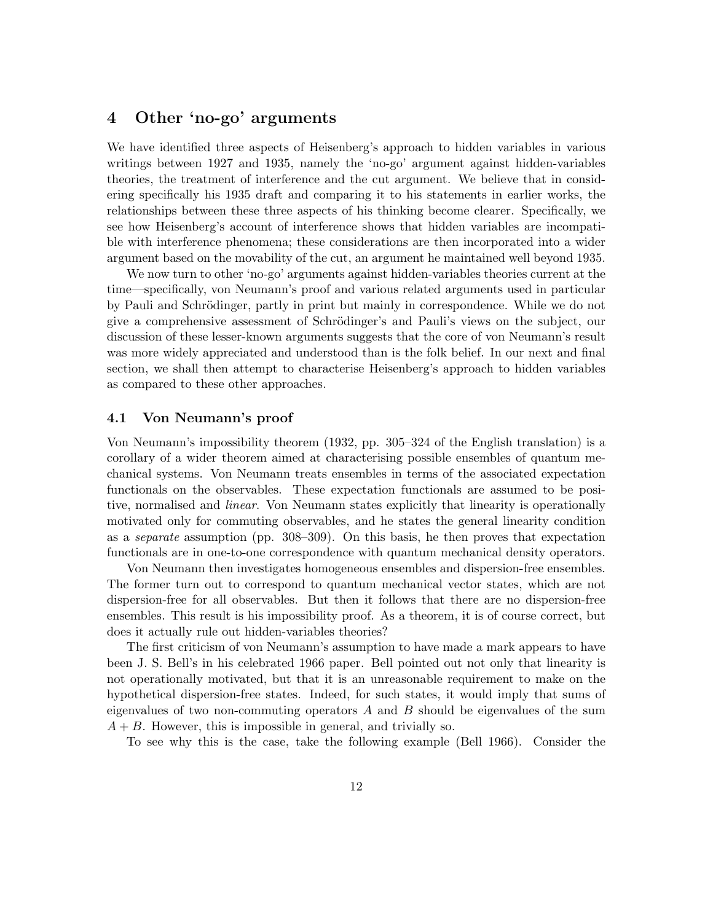## 4 Other 'no-go' arguments

We have identified three aspects of Heisenberg's approach to hidden variables in various writings between 1927 and 1935, namely the 'no-go' argument against hidden-variables theories, the treatment of interference and the cut argument. We believe that in considering specifically his 1935 draft and comparing it to his statements in earlier works, the relationships between these three aspects of his thinking become clearer. Specifically, we see how Heisenberg's account of interference shows that hidden variables are incompatible with interference phenomena; these considerations are then incorporated into a wider argument based on the movability of the cut, an argument he maintained well beyond 1935.

We now turn to other 'no-go' arguments against hidden-variables theories current at the time—specifically, von Neumann's proof and various related arguments used in particular by Pauli and Schrödinger, partly in print but mainly in correspondence. While we do not give a comprehensive assessment of Schrödinger's and Pauli's views on the subject, our discussion of these lesser-known arguments suggests that the core of von Neumann's result was more widely appreciated and understood than is the folk belief. In our next and final section, we shall then attempt to characterise Heisenberg's approach to hidden variables as compared to these other approaches.

### 4.1 Von Neumann's proof

Von Neumann's impossibility theorem (1932, pp. 305–324 of the English translation) is a corollary of a wider theorem aimed at characterising possible ensembles of quantum mechanical systems. Von Neumann treats ensembles in terms of the associated expectation functionals on the observables. These expectation functionals are assumed to be positive, normalised and *linear*. Von Neumann states explicitly that linearity is operationally motivated only for commuting observables, and he states the general linearity condition as a *separate* assumption (pp. 308–309). On this basis, he then proves that expectation functionals are in one-to-one correspondence with quantum mechanical density operators.

Von Neumann then investigates homogeneous ensembles and dispersion-free ensembles. The former turn out to correspond to quantum mechanical vector states, which are not dispersion-free for all observables. But then it follows that there are no dispersion-free ensembles. This result is his impossibility proof. As a theorem, it is of course correct, but does it actually rule out hidden-variables theories?

The first criticism of von Neumann's assumption to have made a mark appears to have been J. S. Bell's in his celebrated 1966 paper. Bell pointed out not only that linearity is not operationally motivated, but that it is an unreasonable requirement to make on the hypothetical dispersion-free states. Indeed, for such states, it would imply that sums of eigenvalues of two non-commuting operators $A$ and $B$ should be eigenvalues of the sum $A + B$. However, this is impossible in general, and trivially so.

To see why this is the case, take the following example (Bell 1966). Consider the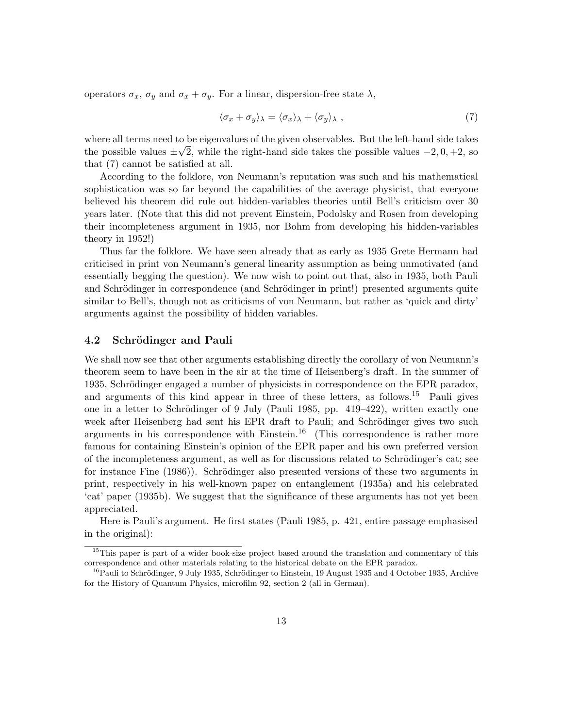operators $\sigma_x$, $\sigma_y$ and $\sigma_x + \sigma_y$. For a linear, dispersion-free state $\lambda$,

$$\langle \sigma_x + \sigma_y \rangle_\lambda = \langle \sigma_x \rangle_\lambda + \langle \sigma_y \rangle_\lambda \ , \tag{7}$$

where all terms need to be eigenvalues of the given observables. But the left-hand side takes the possible values $\pm\sqrt{2}$, while the right-hand side takes the possible values $-2, 0, +2$, so that (7) cannot be satisfied at all.

According to the folklore, von Neumann's reputation was such and his mathematical sophistication was so far beyond the capabilities of the average physicist, that everyone believed his theorem did rule out hidden-variables theories until Bell's criticism over 30 years later. (Note that this did not prevent Einstein, Podolsky and Rosen from developing their incompleteness argument in 1935, nor Bohm from developing his hidden-variables theory in 1952!)

Thus far the folklore. We have seen already that as early as 1935 Grete Hermann had criticised in print von Neumann's general linearity assumption as being unmotivated (and essentially begging the question). We now wish to point out that, also in 1935, both Pauli and Schrödinger in correspondence (and Schrödinger in print!) presented arguments quite similar to Bell's, though not as criticisms of von Neumann, but rather as 'quick and dirty' arguments against the possibility of hidden variables.

### 4.2 Schrödinger and Pauli

We shall now see that other arguments establishing directly the corollary of von Neumann's theorem seem to have been in the air at the time of Heisenberg's draft. In the summer of 1935, Schrödinger engaged a number of physicists in correspondence on the EPR paradox, and arguments of this kind appear in three of these letters, as follows.[15] Pauli gives one in a letter to Schrödinger of 9 July (Pauli 1985, pp. 419–422), written exactly one week after Heisenberg had sent his EPR draft to Pauli; and Schrödinger gives two such arguments in his correspondence with Einstein.[16] (This correspondence is rather more famous for containing Einstein's opinion of the EPR paper and his own preferred version of the incompleteness argument, as well as for discussions related to Schrödinger's cat; see for instance Fine (1986)). Schrödinger also presented versions of these two arguments in print, respectively in his well-known paper on entanglement (1935a) and his celebrated 'cat' paper (1935b). We suggest that the significance of these arguments has not yet been appreciated.

Here is Pauli's argument. He first states (Pauli 1985, p. 421, entire passage emphasised in the original):

[15] This paper is part of a wider book-size project based around the translation and commentary of this correspondence and other materials relating to the historical debate on the EPR paradox.

[16] Pauli to Schrödinger, 9 July 1935, Schrödinger to Einstein, 19 August 1935 and 4 October 1935, Archive for the History of Quantum Physics, microfilm 92, section 2 (all in German).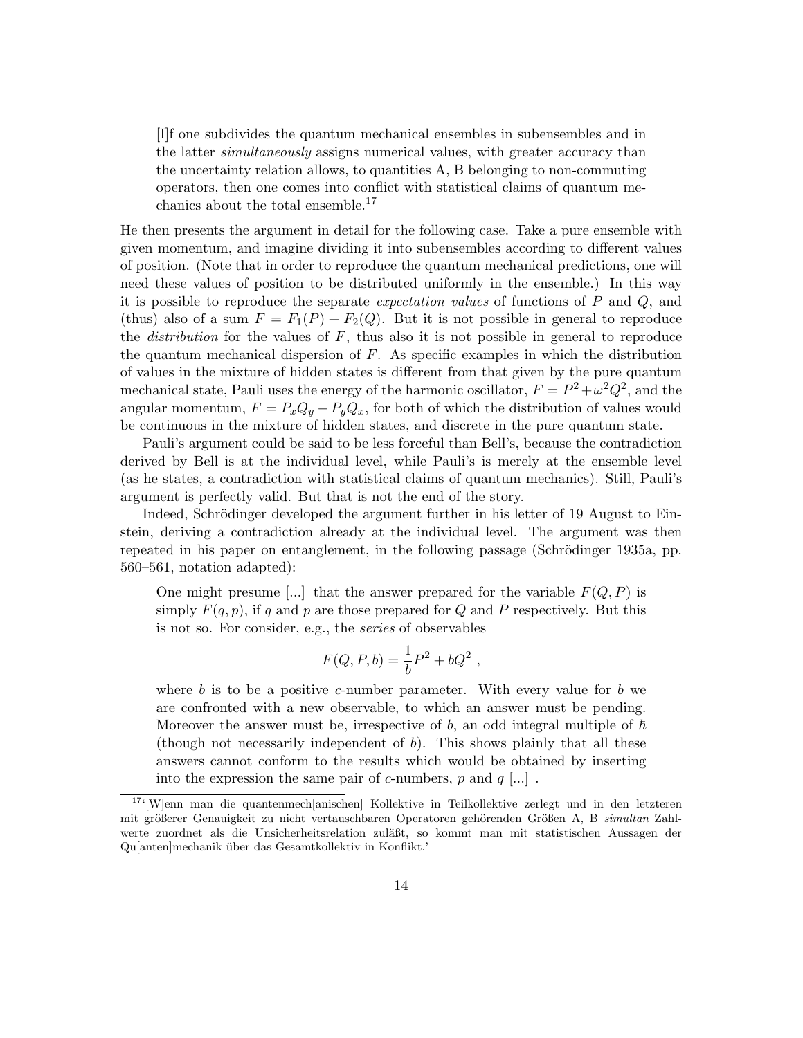> [I]f one subdivides the quantum mechanical ensembles in subensembles and in the latter *simultaneously* assigns numerical values, with greater accuracy than the uncertainty relation allows, to quantities A, B belonging to non-commuting operators, then one comes into conflict with statistical claims of quantum mechanics about the total ensemble.[17]

He then presents the argument in detail for the following case. Take a pure ensemble with given momentum, and imagine dividing it into subensembles according to different values of position. (Note that in order to reproduce the quantum mechanical predictions, one will need these values of position to be distributed uniformly in the ensemble.) In this way it is possible to reproduce the separate *expectation values* of functions of $P$ and $Q$, and (thus) also of a sum $F = F_1(P) + F_2(Q)$. But it is not possible in general to reproduce the *distribution* for the values of $F$, thus also it is not possible in general to reproduce the quantum mechanical dispersion of $F$. As specific examples in which the distribution of values in the mixture of hidden states is different from that given by the pure quantum mechanical state, Pauli uses the energy of the harmonic oscillator, $F = P^2 + \omega^2 Q^2$, and the angular momentum, $F = P_x Q_y - P_y Q_x$, for both of which the distribution of values would be continuous in the mixture of hidden states, and discrete in the pure quantum state.

Pauli's argument could be said to be less forceful than Bell's, because the contradiction derived by Bell is at the individual level, while Pauli's is merely at the ensemble level (as he states, a contradiction with statistical claims of quantum mechanics). Still, Pauli's argument is perfectly valid. But that is not the end of the story.

Indeed, Schrödinger developed the argument further in his letter of 19 August to Einstein, deriving a contradiction already at the individual level. The argument was then repeated in his paper on entanglement, in the following passage (Schrödinger 1935a, pp. 560–561, notation adapted):

> One might presume [...] that the answer prepared for the variable $F(Q, P)$ is simply $F(q, p)$, if $q$ and $p$ are those prepared for $Q$ and $P$ respectively. But this is not so. For consider, e.g., the *series* of observables
>
> $$F(Q, P, b) = \frac{1}{b}P^2 + bQ^2 ,$$
>
> where $b$ is to be a positive $c$-number parameter. With every value for $b$ we are confronted with a new observable, to which an answer must be pending. Moreover the answer must be, irrespective of $b$, an odd integral multiple of $\hbar$ (though not necessarily independent of $b$). This shows plainly that all these answers cannot conform to the results which would be obtained by inserting into the expression the same pair of $c$-numbers, $p$ and $q$ [...] .

[17]'[W]enn man die quantenmech[anischen] Kollektive in Teilkollektive zerlegt und in den letzteren mit größerer Genauigkeit zu nicht vertauschbaren Operatoren gehörenden Größen A, B *simultan* Zahlwerte zuordnet als die Unsicherheitsrelation zuläßt, so kommt man mit statistischen Aussagen der Qu[anten]mechanik über das Gesamtkollektiv in Konflikt.'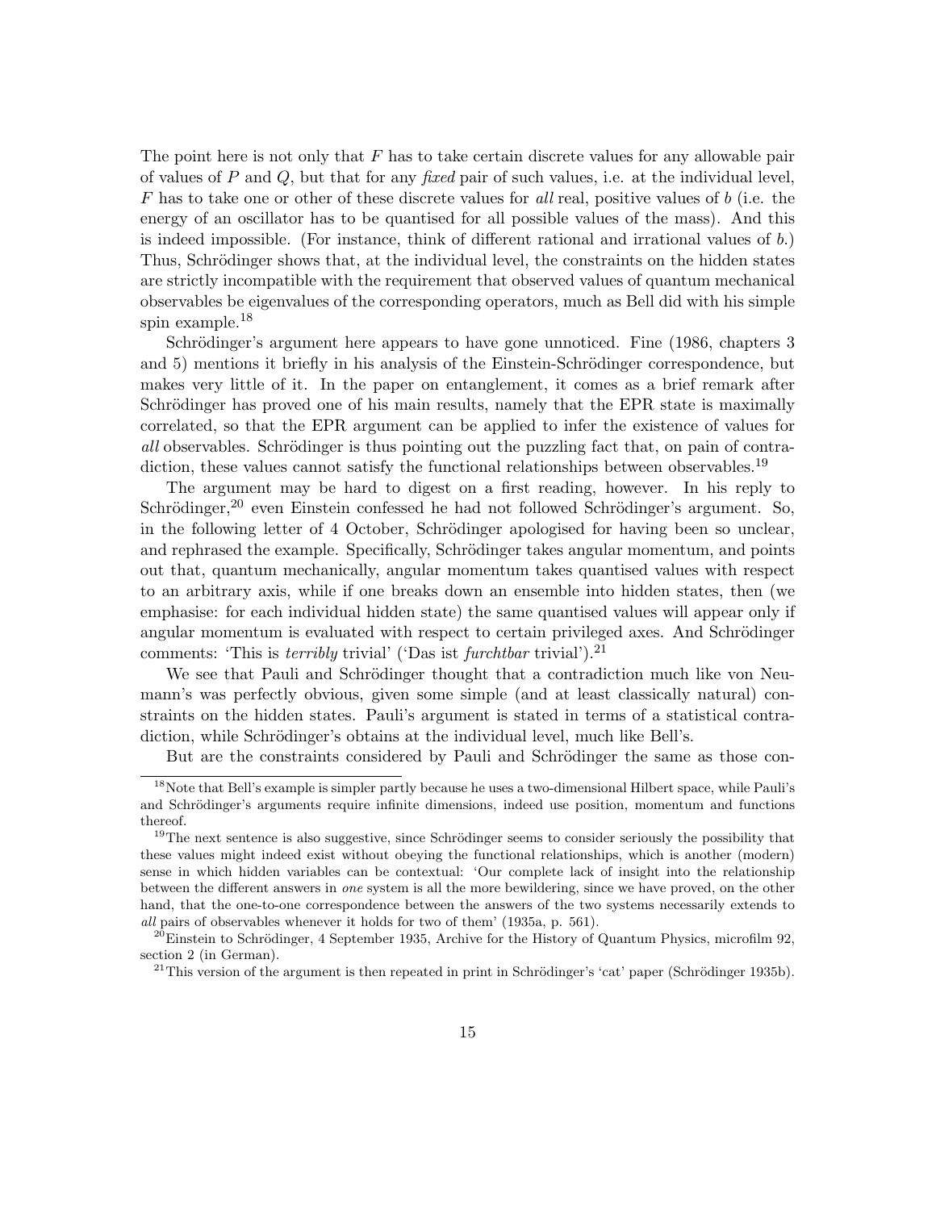The point here is not only that $F$ has to take certain discrete values for any allowable pair of values of $P$ and $Q$, but that for any *fixed* pair of such values, i.e. at the individual level, $F$ has to take one or other of these discrete values for *all* real, positive values of $b$ (i.e. the energy of an oscillator has to be quantised for all possible values of the mass). And this is indeed impossible. (For instance, think of different rational and irrational values of $b$.) Thus, Schrödinger shows that, at the individual level, the constraints on the hidden states are strictly incompatible with the requirement that observed values of quantum mechanical observables be eigenvalues of the corresponding operators, much as Bell did with his simple spin example.[18]

Schrödinger's argument here appears to have gone unnoticed. Fine (1986, chapters 3 and 5) mentions it briefly in his analysis of the Einstein-Schrödinger correspondence, but makes very little of it. In the paper on entanglement, it comes as a brief remark after Schrödinger has proved one of his main results, namely that the EPR state is maximally correlated, so that the EPR argument can be applied to infer the existence of values for *all* observables. Schrödinger is thus pointing out the puzzling fact that, on pain of contradiction, these values cannot satisfy the functional relationships between observables.[19]

The argument may be hard to digest on a first reading, however. In his reply to Schrödinger,[20] even Einstein confessed he had not followed Schrödinger's argument. So, in the following letter of 4 October, Schrödinger apologised for having been so unclear, and rephrased the example. Specifically, Schrödinger takes angular momentum, and points out that, quantum mechanically, angular momentum takes quantised values with respect to an arbitrary axis, while if one breaks down an ensemble into hidden states, then (we emphasise: for each individual hidden state) the same quantised values will appear only if angular momentum is evaluated with respect to certain privileged axes. And Schrödinger comments: 'This is *terribly* trivial' ('Das ist *furchtbar* trivial').[21]

We see that Pauli and Schrödinger thought that a contradiction much like von Neumann's was perfectly obvious, given some simple (and at least classically natural) constraints on the hidden states. Pauli's argument is stated in terms of a statistical contradiction, while Schrödinger's obtains at the individual level, much like Bell's.

But are the constraints considered by Pauli and Schrödinger the same as those con-

---

[18] Note that Bell's example is simpler partly because he uses a two-dimensional Hilbert space, while Pauli's and Schrödinger's arguments require infinite dimensions, indeed use position, momentum and functions thereof.

[19] The next sentence is also suggestive, since Schrödinger seems to consider seriously the possibility that these values might indeed exist without obeying the functional relationships, which is another (modern) sense in which hidden variables can be contextual: 'Our complete lack of insight into the relationship between the different answers in *one* system is all the more bewildering, since we have proved, on the other hand, that the one-to-one correspondence between the answers of the two systems necessarily extends to *all* pairs of observables whenever it holds for two of them' (1935a, p. 561).

[20] Einstein to Schrödinger, 4 September 1935, Archive for the History of Quantum Physics, microfilm 92, section 2 (in German).

[21] This version of the argument is then repeated in print in Schrödinger's 'cat' paper (Schrödinger 1935b).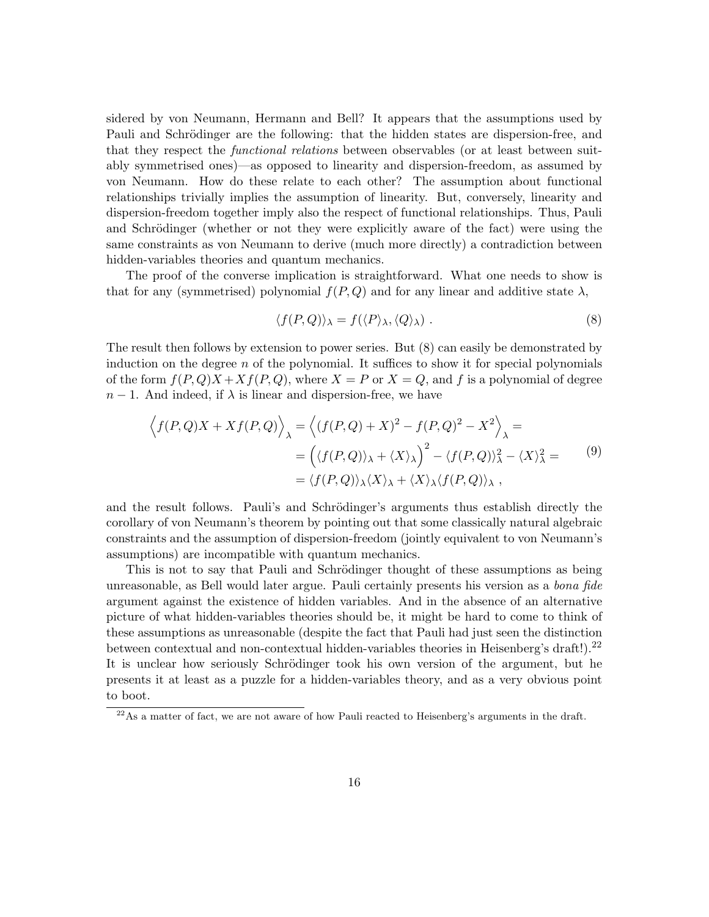sidered by von Neumann, Hermann and Bell? It appears that the assumptions used by Pauli and Schrödinger are the following: that the hidden states are dispersion-free, and that they respect the *functional relations* between observables (or at least between suitably symmetrised ones)—as opposed to linearity and dispersion-freedom, as assumed by von Neumann. How do these relate to each other? The assumption about functional relationships trivially implies the assumption of linearity. But, conversely, linearity and dispersion-freedom together imply also the respect of functional relationships. Thus, Pauli and Schrödinger (whether or not they were explicitly aware of the fact) were using the same constraints as von Neumann to derive (much more directly) a contradiction between hidden-variables theories and quantum mechanics.

The proof of the converse implication is straightforward. What one needs to show is that for any (symmetrised) polynomial $f(P,Q)$ and for any linear and additive state $\lambda$,

$$\langle f(P,Q)\rangle_\lambda = f(\langle P\rangle_\lambda, \langle Q\rangle_\lambda) \; . \tag{8}$$

The result then follows by extension to power series. But (8) can easily be demonstrated by induction on the degree $n$ of the polynomial. It suffices to show it for special polynomials of the form $f(P,Q)X + Xf(P,Q)$, where $X = P$ or $X = Q$, and $f$ is a polynomial of degree $n-1$. And indeed, if $\lambda$ is linear and dispersion-free, we have

$$\begin{aligned}
\Big\langle f(P,Q)X + Xf(P,Q)\Big\rangle_\lambda &= \Big\langle (f(P,Q)+X)^2 - f(P,Q)^2 - X^2 \Big\rangle_\lambda = \\
&= \Big(\langle f(P,Q)\rangle_\lambda + \langle X\rangle_\lambda\Big)^2 - \langle f(P,Q)\rangle_\lambda^2 - \langle X\rangle_\lambda^2 = \\
&= \langle f(P,Q)\rangle_\lambda \langle X\rangle_\lambda + \langle X\rangle_\lambda \langle f(P,Q)\rangle_\lambda \; ,
\end{aligned} \tag{9}$$

and the result follows. Pauli's and Schrödinger's arguments thus establish directly the corollary of von Neumann's theorem by pointing out that some classically natural algebraic constraints and the assumption of dispersion-freedom (jointly equivalent to von Neumann's assumptions) are incompatible with quantum mechanics.

This is not to say that Pauli and Schrödinger thought of these assumptions as being unreasonable, as Bell would later argue. Pauli certainly presents his version as a *bona fide* argument against the existence of hidden variables. And in the absence of an alternative picture of what hidden-variables theories should be, it might be hard to come to think of these assumptions as unreasonable (despite the fact that Pauli had just seen the distinction between contextual and non-contextual hidden-variables theories in Heisenberg's draft!).[22] It is unclear how seriously Schrödinger took his own version of the argument, but he presents it at least as a puzzle for a hidden-variables theory, and as a very obvious point to boot.

[22] As a matter of fact, we are not aware of how Pauli reacted to Heisenberg's arguments in the draft.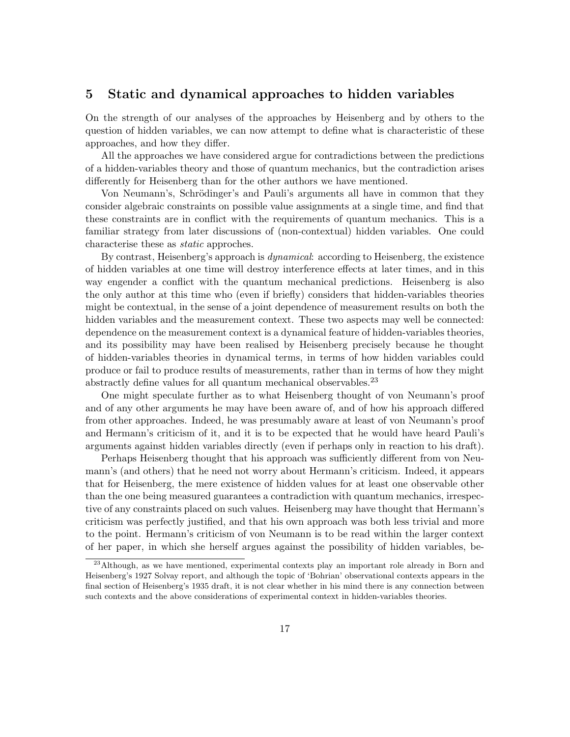## 5 Static and dynamical approaches to hidden variables

On the strength of our analyses of the approaches by Heisenberg and by others to the question of hidden variables, we can now attempt to define what is characteristic of these approaches, and how they differ.

All the approaches we have considered argue for contradictions between the predictions of a hidden-variables theory and those of quantum mechanics, but the contradiction arises differently for Heisenberg than for the other authors we have mentioned.

Von Neumann's, Schrödinger's and Pauli's arguments all have in common that they consider algebraic constraints on possible value assignments at a single time, and find that these constraints are in conflict with the requirements of quantum mechanics. This is a familiar strategy from later discussions of (non-contextual) hidden variables. One could characterise these as *static* approches.

By contrast, Heisenberg's approach is *dynamical*: according to Heisenberg, the existence of hidden variables at one time will destroy interference effects at later times, and in this way engender a conflict with the quantum mechanical predictions. Heisenberg is also the only author at this time who (even if briefly) considers that hidden-variables theories might be contextual, in the sense of a joint dependence of measurement results on both the hidden variables and the measurement context. These two aspects may well be connected: dependence on the measurement context is a dynamical feature of hidden-variables theories, and its possibility may have been realised by Heisenberg precisely because he thought of hidden-variables theories in dynamical terms, in terms of how hidden variables could produce or fail to produce results of measurements, rather than in terms of how they might abstractly define values for all quantum mechanical observables.[23]

One might speculate further as to what Heisenberg thought of von Neumann's proof and of any other arguments he may have been aware of, and of how his approach differed from other approaches. Indeed, he was presumably aware at least of von Neumann's proof and Hermann's criticism of it, and it is to be expected that he would have heard Pauli's arguments against hidden variables directly (even if perhaps only in reaction to his draft).

Perhaps Heisenberg thought that his approach was sufficiently different from von Neumann's (and others) that he need not worry about Hermann's criticism. Indeed, it appears that for Heisenberg, the mere existence of hidden values for at least one observable other than the one being measured guarantees a contradiction with quantum mechanics, irrespective of any constraints placed on such values. Heisenberg may have thought that Hermann's criticism was perfectly justified, and that his own approach was both less trivial and more to the point. Hermann's criticism of von Neumann is to be read within the larger context of her paper, in which she herself argues against the possibility of hidden variables, be-

[23] Although, as we have mentioned, experimental contexts play an important role already in Born and Heisenberg's 1927 Solvay report, and although the topic of 'Bohrian' observational contexts appears in the final section of Heisenberg's 1935 draft, it is not clear whether in his mind there is any connection between such contexts and the above considerations of experimental context in hidden-variables theories.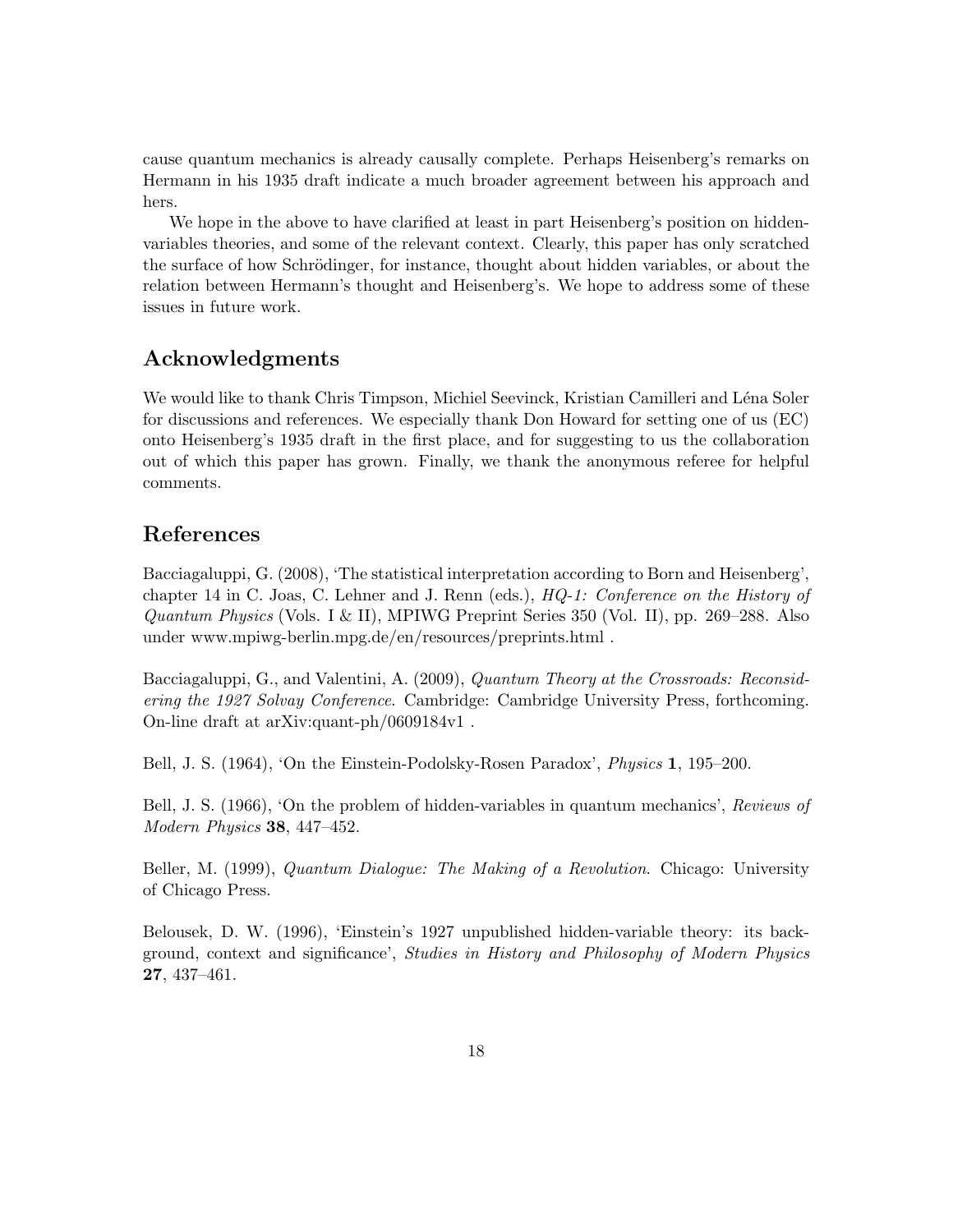cause quantum mechanics is already causally complete. Perhaps Heisenberg's remarks on Hermann in his 1935 draft indicate a much broader agreement between his approach and hers.

We hope in the above to have clarified at least in part Heisenberg's position on hidden-variables theories, and some of the relevant context. Clearly, this paper has only scratched the surface of how Schrödinger, for instance, thought about hidden variables, or about the relation between Hermann's thought and Heisenberg's. We hope to address some of these issues in future work.

## Acknowledgments

We would like to thank Chris Timpson, Michiel Seevinck, Kristian Camilleri and Léna Soler for discussions and references. We especially thank Don Howard for setting one of us (EC) onto Heisenberg's 1935 draft in the first place, and for suggesting to us the collaboration out of which this paper has grown. Finally, we thank the anonymous referee for helpful comments.

## References

Bacciagaluppi, G. (2008), 'The statistical interpretation according to Born and Heisenberg', chapter 14 in C. Joas, C. Lehner and J. Renn (eds.), *HQ-1: Conference on the History of Quantum Physics* (Vols. I & II), MPIWG Preprint Series 350 (Vol. II), pp. 269–288. Also under www.mpiwg-berlin.mpg.de/en/resources/preprints.html .

Bacciagaluppi, G., and Valentini, A. (2009), *Quantum Theory at the Crossroads: Reconsidering the 1927 Solvay Conference*. Cambridge: Cambridge University Press, forthcoming. On-line draft at arXiv:quant-ph/0609184v1 .

Bell, J. S. (1964), 'On the Einstein-Podolsky-Rosen Paradox', *Physics* **1**, 195–200.

Bell, J. S. (1966), 'On the problem of hidden-variables in quantum mechanics', *Reviews of Modern Physics* **38**, 447–452.

Beller, M. (1999), *Quantum Dialogue: The Making of a Revolution*. Chicago: University of Chicago Press.

Belousek, D. W. (1996), 'Einstein's 1927 unpublished hidden-variable theory: its background, context and significance', *Studies in History and Philosophy of Modern Physics* **27**, 437–461.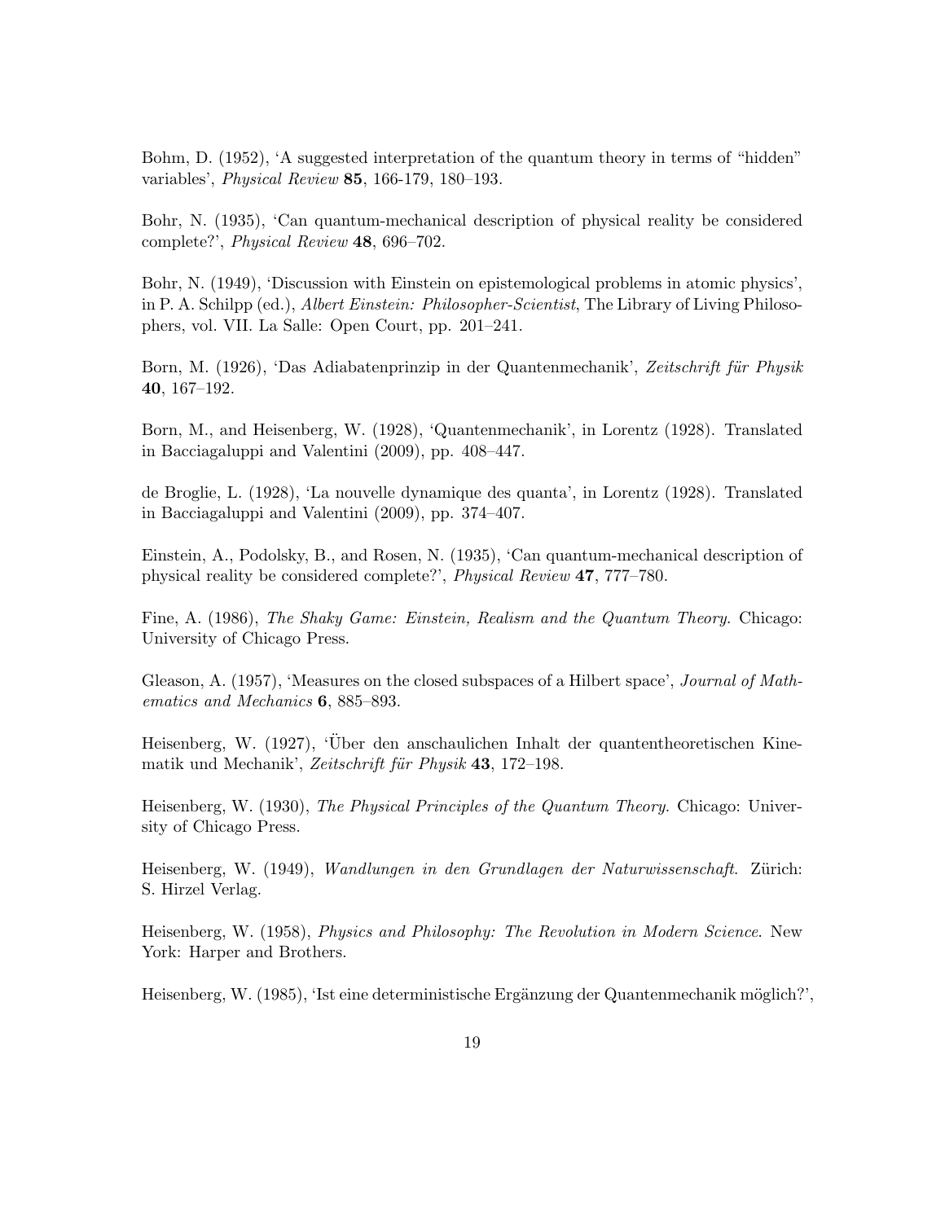Bohm, D. (1952), 'A suggested interpretation of the quantum theory in terms of "hidden" variables', *Physical Review* **85**, 166-179, 180–193.

Bohr, N. (1935), 'Can quantum-mechanical description of physical reality be considered complete?', *Physical Review* **48**, 696–702.

Bohr, N. (1949), 'Discussion with Einstein on epistemological problems in atomic physics', in P. A. Schilpp (ed.), *Albert Einstein: Philosopher-Scientist*, The Library of Living Philosophers, vol. VII. La Salle: Open Court, pp. 201–241.

Born, M. (1926), 'Das Adiabatenprinzip in der Quantenmechanik', *Zeitschrift für Physik* **40**, 167–192.

Born, M., and Heisenberg, W. (1928), 'Quantenmechanik', in Lorentz (1928). Translated in Bacciagaluppi and Valentini (2009), pp. 408–447.

de Broglie, L. (1928), 'La nouvelle dynamique des quanta', in Lorentz (1928). Translated in Bacciagaluppi and Valentini (2009), pp. 374–407.

Einstein, A., Podolsky, B., and Rosen, N. (1935), 'Can quantum-mechanical description of physical reality be considered complete?', *Physical Review* **47**, 777–780.

Fine, A. (1986), *The Shaky Game: Einstein, Realism and the Quantum Theory*. Chicago: University of Chicago Press.

Gleason, A. (1957), 'Measures on the closed subspaces of a Hilbert space', *Journal of Mathematics and Mechanics* **6**, 885–893.

Heisenberg, W. (1927), 'Über den anschaulichen Inhalt der quantentheoretischen Kinematik und Mechanik', *Zeitschrift für Physik* **43**, 172–198.

Heisenberg, W. (1930), *The Physical Principles of the Quantum Theory*. Chicago: University of Chicago Press.

Heisenberg, W. (1949), *Wandlungen in den Grundlagen der Naturwissenschaft*. Zürich: S. Hirzel Verlag.

Heisenberg, W. (1958), *Physics and Philosophy: The Revolution in Modern Science*. New York: Harper and Brothers.

Heisenberg, W. (1985), 'Ist eine deterministische Ergänzung der Quantenmechanik möglich?',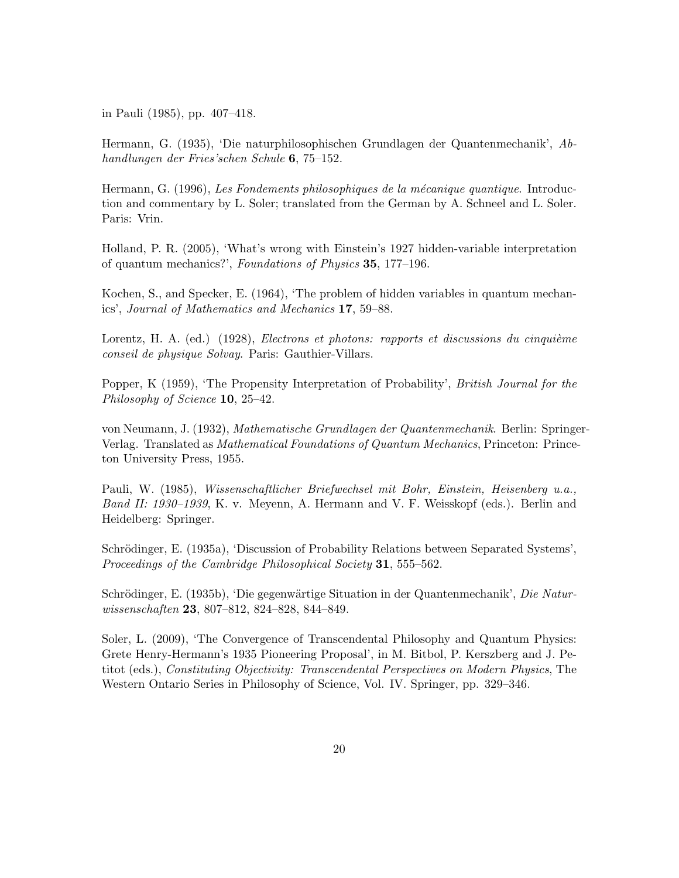in Pauli (1985), pp. 407–418.

Hermann, G. (1935), 'Die naturphilosophischen Grundlagen der Quantenmechanik', *Abhandlungen der Fries'schen Schule* **6**, 75–152.

Hermann, G. (1996), *Les Fondements philosophiques de la mécanique quantique*. Introduction and commentary by L. Soler; translated from the German by A. Schneel and L. Soler. Paris: Vrin.

Holland, P. R. (2005), 'What's wrong with Einstein's 1927 hidden-variable interpretation of quantum mechanics?', *Foundations of Physics* **35**, 177–196.

Kochen, S., and Specker, E. (1964), 'The problem of hidden variables in quantum mechanics', *Journal of Mathematics and Mechanics* **17**, 59–88.

Lorentz, H. A. (ed.) (1928), *Electrons et photons: rapports et discussions du cinquième conseil de physique Solvay*. Paris: Gauthier-Villars.

Popper, K (1959), 'The Propensity Interpretation of Probability', *British Journal for the Philosophy of Science* **10**, 25–42.

von Neumann, J. (1932), *Mathematische Grundlagen der Quantenmechanik*. Berlin: Springer-Verlag. Translated as *Mathematical Foundations of Quantum Mechanics*, Princeton: Princeton University Press, 1955.

Pauli, W. (1985), *Wissenschaftlicher Briefwechsel mit Bohr, Einstein, Heisenberg u.a., Band II: 1930–1939*, K. v. Meyenn, A. Hermann and V. F. Weisskopf (eds.). Berlin and Heidelberg: Springer.

Schrödinger, E. (1935a), 'Discussion of Probability Relations between Separated Systems', *Proceedings of the Cambridge Philosophical Society* **31**, 555–562.

Schrödinger, E. (1935b), 'Die gegenwärtige Situation in der Quantenmechanik', *Die Naturwissenschaften* **23**, 807–812, 824–828, 844–849.

Soler, L. (2009), 'The Convergence of Transcendental Philosophy and Quantum Physics: Grete Henry-Hermann's 1935 Pioneering Proposal', in M. Bitbol, P. Kerszberg and J. Petitot (eds.), *Constituting Objectivity: Transcendental Perspectives on Modern Physics*, The Western Ontario Series in Philosophy of Science, Vol. IV. Springer, pp. 329–346.